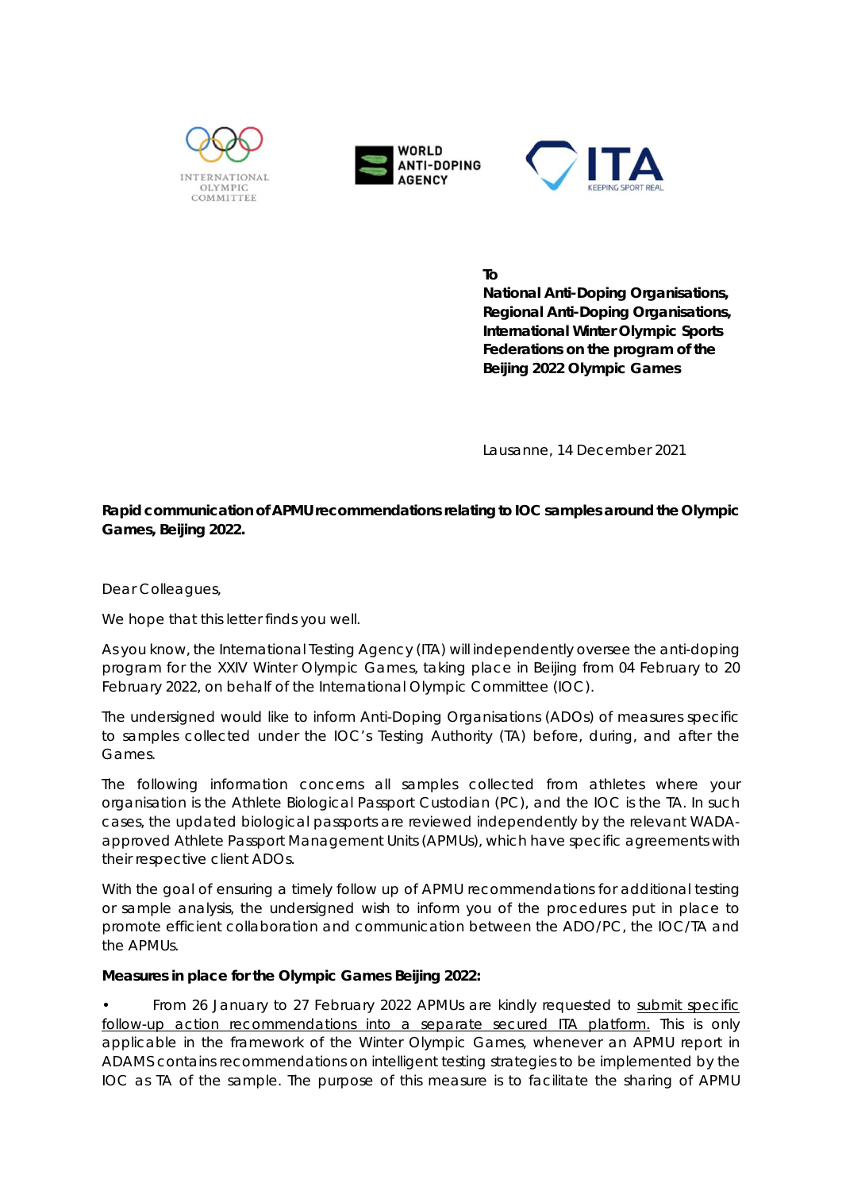INTERNATIONAL OLYMPIC COMMITTEE | WORLD ANTI-DOPING AGENCY | ITA KEEPING SPORT REAL

**To**
**National Anti-Doping Organisations,**
**Regional Anti-Doping Organisations,**
**International Winter Olympic Sports Federations on the program of the Beijing 2022 Olympic Games**

Lausanne, 14 December 2021

**Rapid communication of APMU recommendations relating to IOC samples around the Olympic Games, Beijing 2022.**

Dear Colleagues,

We hope that this letter finds you well.

As you know, the International Testing Agency (ITA) will independently oversee the anti-doping program for the XXIV Winter Olympic Games, taking place in Beijing from 04 February to 20 February 2022, on behalf of the International Olympic Committee (IOC).

The undersigned would like to inform Anti-Doping Organisations (ADOs) of measures specific to samples collected under the IOC's Testing Authority (TA) before, during, and after the Games.

The following information concerns all samples collected from athletes where your organisation is the Athlete Biological Passport Custodian (PC), and the IOC is the TA. In such cases, the updated biological passports are reviewed independently by the relevant WADA-approved Athlete Passport Management Units (APMUs), which have specific agreements with their respective client ADOs.

With the goal of ensuring a timely follow up of APMU recommendations for additional testing or sample analysis, the undersigned wish to inform you of the procedures put in place to promote efficient collaboration and communication between the ADO/PC, the IOC/TA and the APMUs.

**Measures in place for the Olympic Games Beijing 2022:**

- From 26 January to 27 February 2022 APMUs are kindly requested to <u>submit specific follow-up action recommendations into a separate secured ITA platform.</u> This is only applicable in the framework of the Winter Olympic Games, whenever an APMU report in ADAMS contains recommendations on intelligent testing strategies to be implemented by the IOC as TA of the sample. The purpose of this measure is to facilitate the sharing of APMU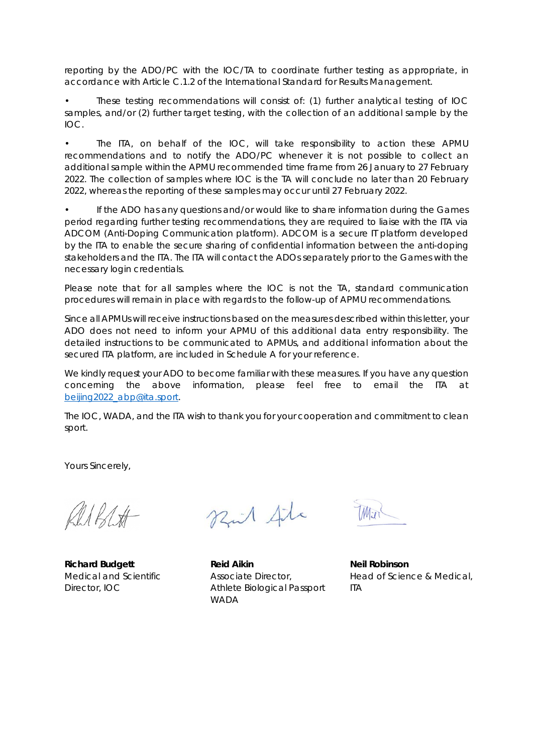reporting by the ADO/PC with the IOC/TA to coordinate further testing as appropriate, in accordance with Article C.1.2 of the International Standard for Results Management.

- These testing recommendations will consist of: (1) further analytical testing of IOC samples, and/or (2) further target testing, with the collection of an additional sample by the IOC.

- The ITA, on behalf of the IOC, will take responsibility to action these APMU recommendations and to notify the ADO/PC whenever it is not possible to collect an additional sample within the APMU recommended time frame from 26 January to 27 February 2022. The collection of samples where IOC is the TA will conclude no later than 20 February 2022, whereas the reporting of these samples may occur until 27 February 2022.

- If the ADO has any questions and/or would like to share information during the Games period regarding further testing recommendations, they are required to liaise with the ITA via ADCOM (Anti-Doping Communication platform). ADCOM is a secure IT platform developed by the ITA to enable the secure sharing of confidential information between the anti-doping stakeholders and the ITA. The ITA will contact the ADOs separately prior to the Games with the necessary login credentials.

Please note that for all samples where the IOC is not the TA, standard communication procedures will remain in place with regards to the follow-up of APMU recommendations.

Since all APMUs will receive instructions based on the measures described within this letter, your ADO does not need to inform your APMU of this additional data entry responsibility. The detailed instructions to be communicated to APMUs, and additional information about the secured ITA platform, are included in Schedule A for your reference.

We kindly request your ADO to become familiar with these measures. If you have any question concerning the above information, please feel free to email the ITA at beijing2022_abp@ita.sport.

The IOC, WADA, and the ITA wish to thank you for your cooperation and commitment to clean sport.

Yours Sincerely,

| | | |
|---|---|---|
| **Richard Budgett** | **Reid Aikin** | **Neil Robinson** |
| Medical and Scientific Director, IOC | Associate Director, Athlete Biological Passport WADA | Head of Science & Medical, ITA |